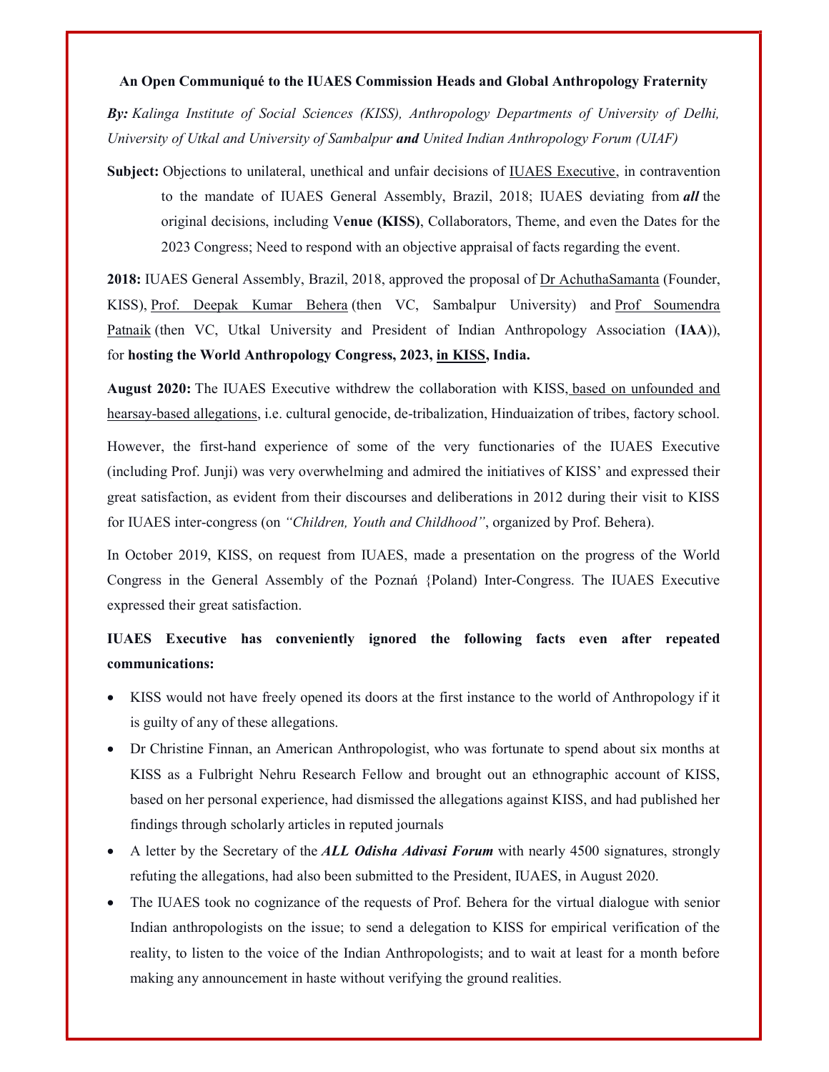**An Open Communiqué to the IUAES Commission Heads and Global Anthropology Fraternity**

***By:*** *Kalinga Institute of Social Sciences (KISS), Anthropology Departments of University of Delhi, University of Utkal and University of Sambalpur* ***and*** *United Indian Anthropology Forum (UIAF)*

**Subject:** Objections to unilateral, unethical and unfair decisions of IUAES Executive, in contravention to the mandate of IUAES General Assembly, Brazil, 2018; IUAES deviating from ***all*** the original decisions, including V**enue (KISS)**, Collaborators, Theme, and even the Dates for the 2023 Congress; Need to respond with an objective appraisal of facts regarding the event.

**2018:** IUAES General Assembly, Brazil, 2018, approved the proposal of Dr AchuthaSamanta (Founder, KISS), Prof. Deepak Kumar Behera (then VC, Sambalpur University) and Prof Soumendra Patnaik (then VC, Utkal University and President of Indian Anthropology Association (**IAA**)), for **hosting the World Anthropology Congress, 2023, in KISS, India.**

**August 2020:** The IUAES Executive withdrew the collaboration with KISS, based on unfounded and hearsay-based allegations, i.e. cultural genocide, de-tribalization, Hinduaization of tribes, factory school.

However, the first-hand experience of some of the very functionaries of the IUAES Executive (including Prof. Junji) was very overwhelming and admired the initiatives of KISS' and expressed their great satisfaction, as evident from their discourses and deliberations in 2012 during their visit to KISS for IUAES inter-congress (on *"Children, Youth and Childhood"*, organized by Prof. Behera).

In October 2019, KISS, on request from IUAES, made a presentation on the progress of the World Congress in the General Assembly of the Poznań {Poland) Inter-Congress. The IUAES Executive expressed their great satisfaction.

**IUAES Executive has conveniently ignored the following facts even after repeated communications:**

- KISS would not have freely opened its doors at the first instance to the world of Anthropology if it is guilty of any of these allegations.
- Dr Christine Finnan, an American Anthropologist, who was fortunate to spend about six months at KISS as a Fulbright Nehru Research Fellow and brought out an ethnographic account of KISS, based on her personal experience, had dismissed the allegations against KISS, and had published her findings through scholarly articles in reputed journals
- A letter by the Secretary of the ***ALL Odisha Adivasi Forum*** with nearly 4500 signatures, strongly refuting the allegations, had also been submitted to the President, IUAES, in August 2020.
- The IUAES took no cognizance of the requests of Prof. Behera for the virtual dialogue with senior Indian anthropologists on the issue; to send a delegation to KISS for empirical verification of the reality, to listen to the voice of the Indian Anthropologists; and to wait at least for a month before making any announcement in haste without verifying the ground realities.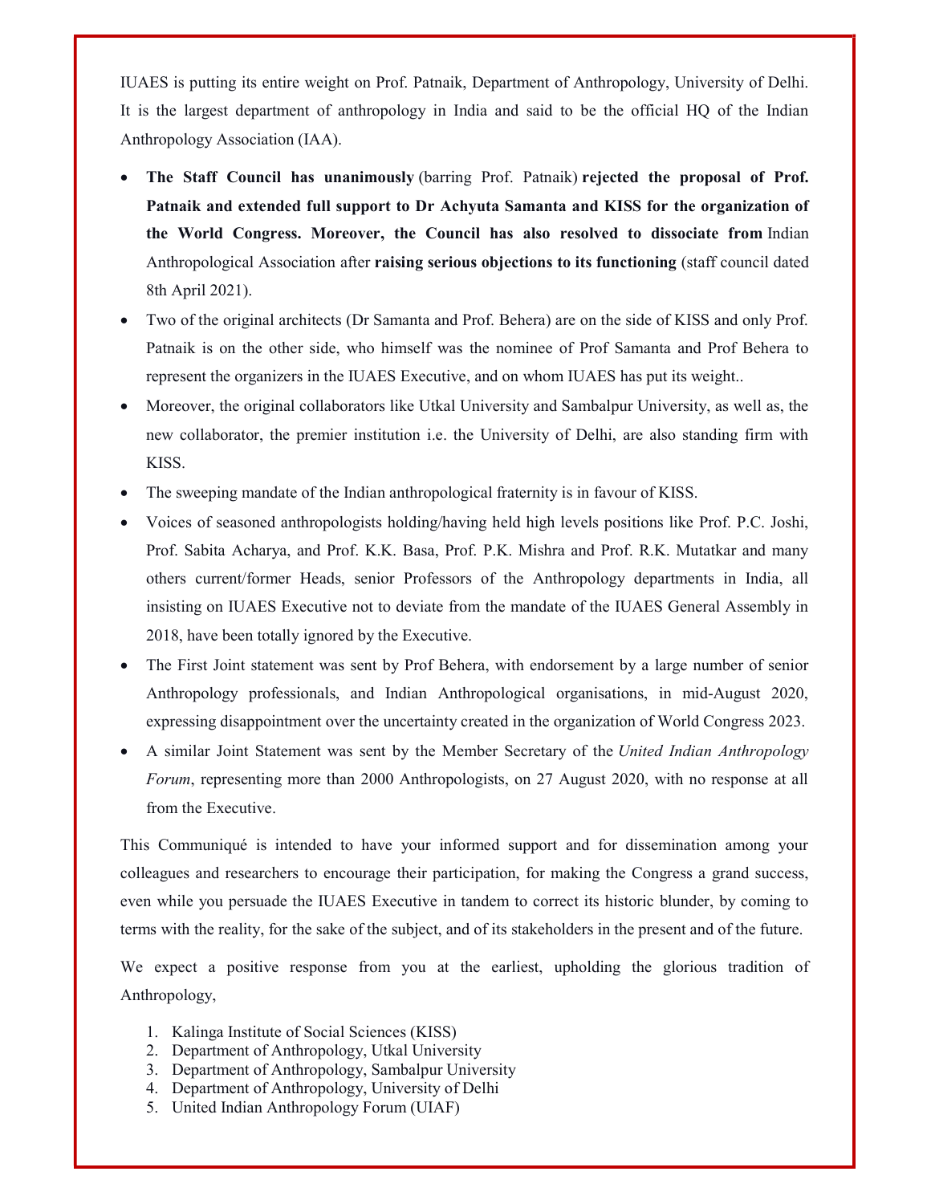IUAES is putting its entire weight on Prof. Patnaik, Department of Anthropology, University of Delhi. It is the largest department of anthropology in India and said to be the official HQ of the Indian Anthropology Association (IAA).

- **The Staff Council has unanimously** (barring Prof. Patnaik) **rejected the proposal of Prof. Patnaik and extended full support to Dr Achyuta Samanta and KISS for the organization of the World Congress. Moreover, the Council has also resolved to dissociate from** Indian Anthropological Association after **raising serious objections to its functioning** (staff council dated 8th April 2021).
- Two of the original architects (Dr Samanta and Prof. Behera) are on the side of KISS and only Prof. Patnaik is on the other side, who himself was the nominee of Prof Samanta and Prof Behera to represent the organizers in the IUAES Executive, and on whom IUAES has put its weight..
- Moreover, the original collaborators like Utkal University and Sambalpur University, as well as, the new collaborator, the premier institution i.e. the University of Delhi, are also standing firm with KISS.
- The sweeping mandate of the Indian anthropological fraternity is in favour of KISS.
- Voices of seasoned anthropologists holding/having held high levels positions like Prof. P.C. Joshi, Prof. Sabita Acharya, and Prof. K.K. Basa, Prof. P.K. Mishra and Prof. R.K. Mutatkar and many others current/former Heads, senior Professors of the Anthropology departments in India, all insisting on IUAES Executive not to deviate from the mandate of the IUAES General Assembly in 2018, have been totally ignored by the Executive.
- The First Joint statement was sent by Prof Behera, with endorsement by a large number of senior Anthropology professionals, and Indian Anthropological organisations, in mid-August 2020, expressing disappointment over the uncertainty created in the organization of World Congress 2023.
- A similar Joint Statement was sent by the Member Secretary of the *United Indian Anthropology Forum*, representing more than 2000 Anthropologists, on 27 August 2020, with no response at all from the Executive.

This Communiqué is intended to have your informed support and for dissemination among your colleagues and researchers to encourage their participation, for making the Congress a grand success, even while you persuade the IUAES Executive in tandem to correct its historic blunder, by coming to terms with the reality, for the sake of the subject, and of its stakeholders in the present and of the future.

We expect a positive response from you at the earliest, upholding the glorious tradition of Anthropology,

1. Kalinga Institute of Social Sciences (KISS)
2. Department of Anthropology, Utkal University
3. Department of Anthropology, Sambalpur University
4. Department of Anthropology, University of Delhi
5. United Indian Anthropology Forum (UIAF)